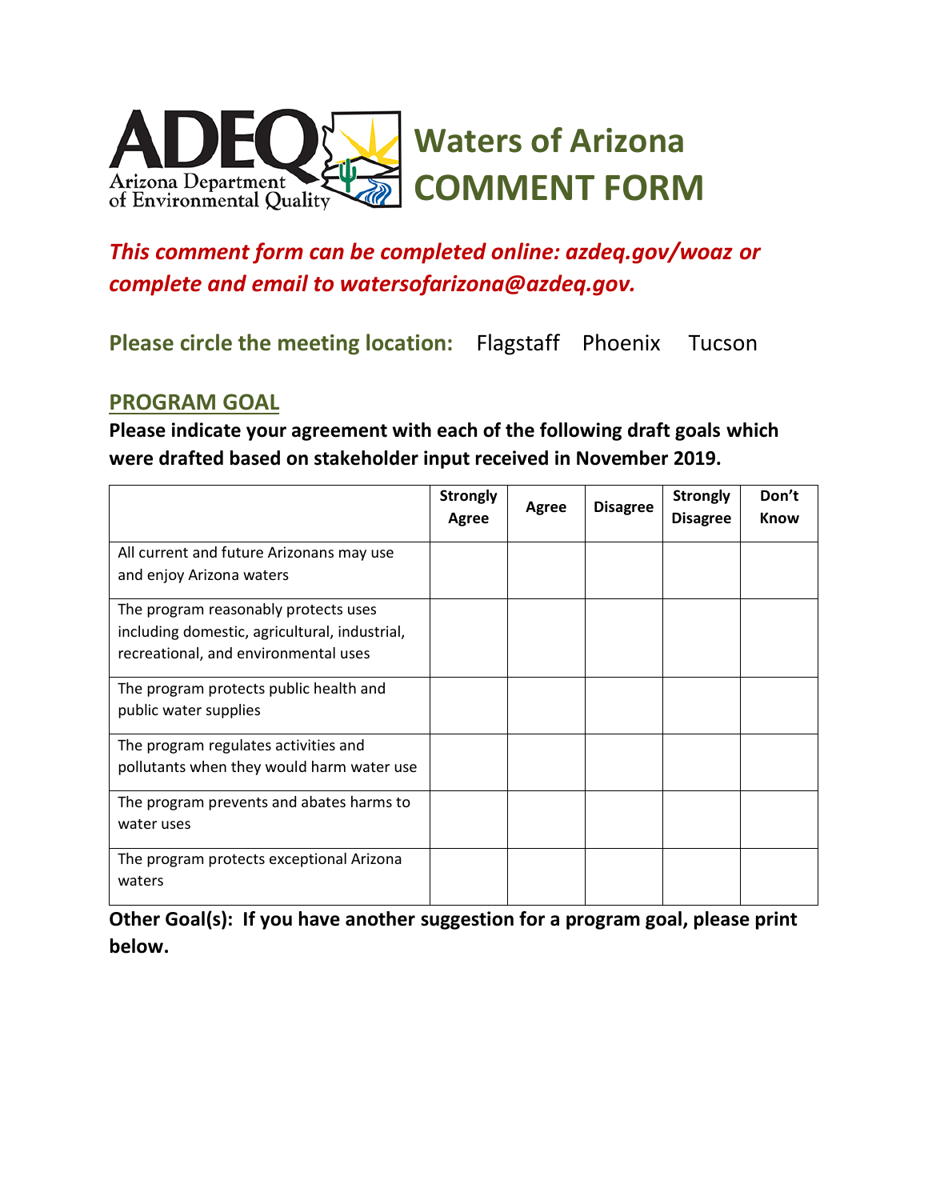# Waters of Arizona COMMENT FORM

Arizona Department of Environmental Quality (ADEQ)

***This comment form can be completed online: azdeq.gov/woaz or complete and email to watersofarizona@azdeq.gov.***

**Please circle the meeting location:** Flagstaff Phoenix Tucson

## PROGRAM GOAL

**Please indicate your agreement with each of the following draft goals which were drafted based on stakeholder input received in November 2019.**

| | Strongly Agree | Agree | Disagree | Strongly Disagree | Don't Know |
|---|---|---|---|---|---|
| All current and future Arizonans may use and enjoy Arizona waters | | | | | |
| The program reasonably protects uses including domestic, agricultural, industrial, recreational, and environmental uses | | | | | |
| The program protects public health and public water supplies | | | | | |
| The program regulates activities and pollutants when they would harm water use | | | | | |
| The program prevents and abates harms to water uses | | | | | |
| The program protects exceptional Arizona waters | | | | | |

**Other Goal(s): If you have another suggestion for a program goal, please print below.**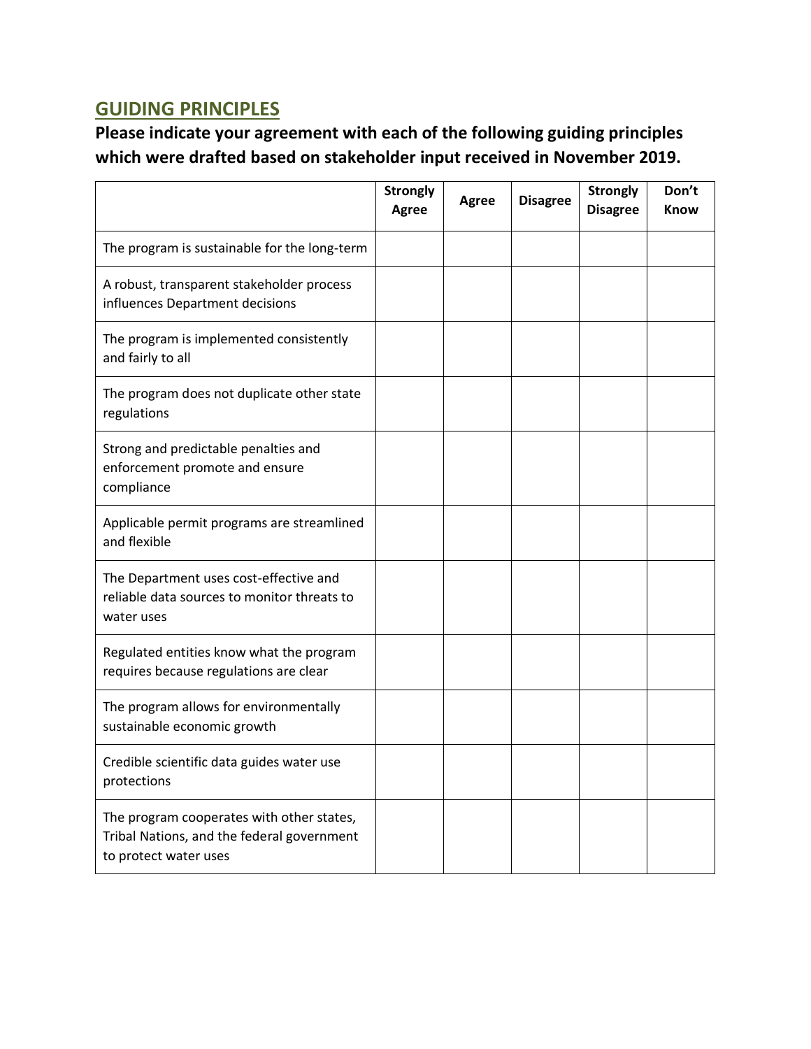## GUIDING PRINCIPLES

### Please indicate your agreement with each of the following guiding principles which were drafted based on stakeholder input received in November 2019.

| | Strongly Agree | Agree | Disagree | Strongly Disagree | Don't Know |
|---|---|---|---|---|---|
| The program is sustainable for the long-term | | | | | |
| A robust, transparent stakeholder process influences Department decisions | | | | | |
| The program is implemented consistently and fairly to all | | | | | |
| The program does not duplicate other state regulations | | | | | |
| Strong and predictable penalties and enforcement promote and ensure compliance | | | | | |
| Applicable permit programs are streamlined and flexible | | | | | |
| The Department uses cost-effective and reliable data sources to monitor threats to water uses | | | | | |
| Regulated entities know what the program requires because regulations are clear | | | | | |
| The program allows for environmentally sustainable economic growth | | | | | |
| Credible scientific data guides water use protections | | | | | |
| The program cooperates with other states, Tribal Nations, and the federal government to protect water uses | | | | | |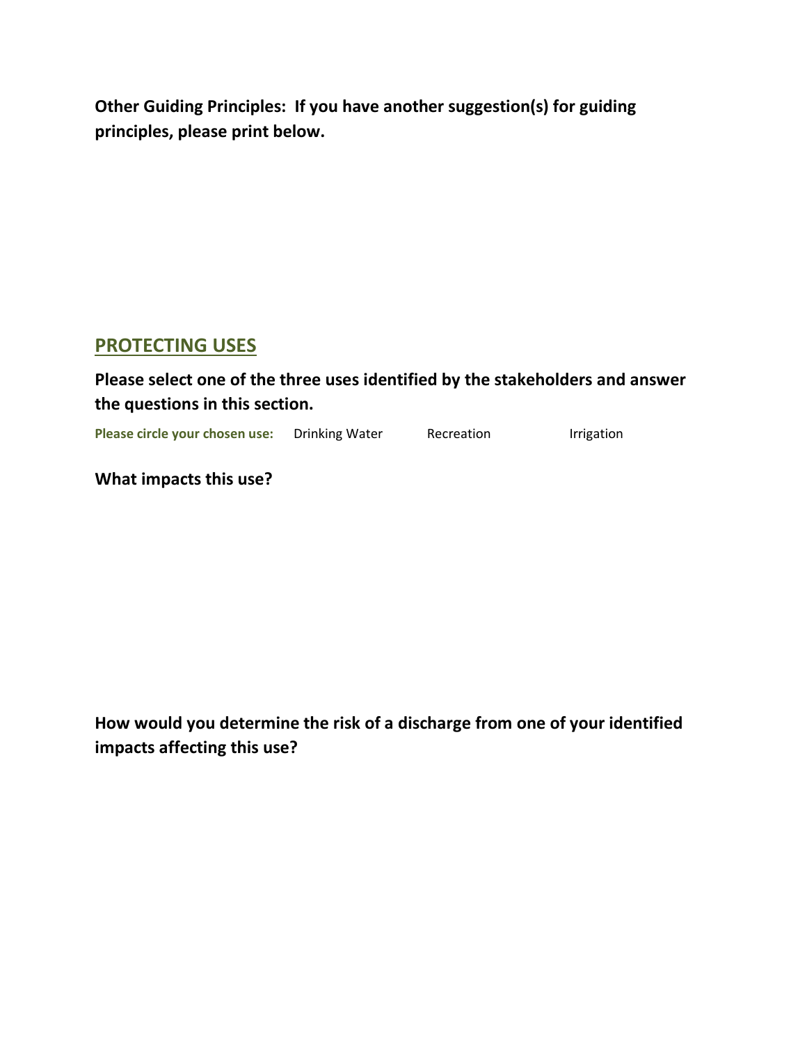**Other Guiding Principles: If you have another suggestion(s) for guiding principles, please print below.**

## PROTECTING USES

**Please select one of the three uses identified by the stakeholders and answer the questions in this section.**

**Please circle your chosen use:** Drinking Water Recreation Irrigation

**What impacts this use?**

**How would you determine the risk of a discharge from one of your identified impacts affecting this use?**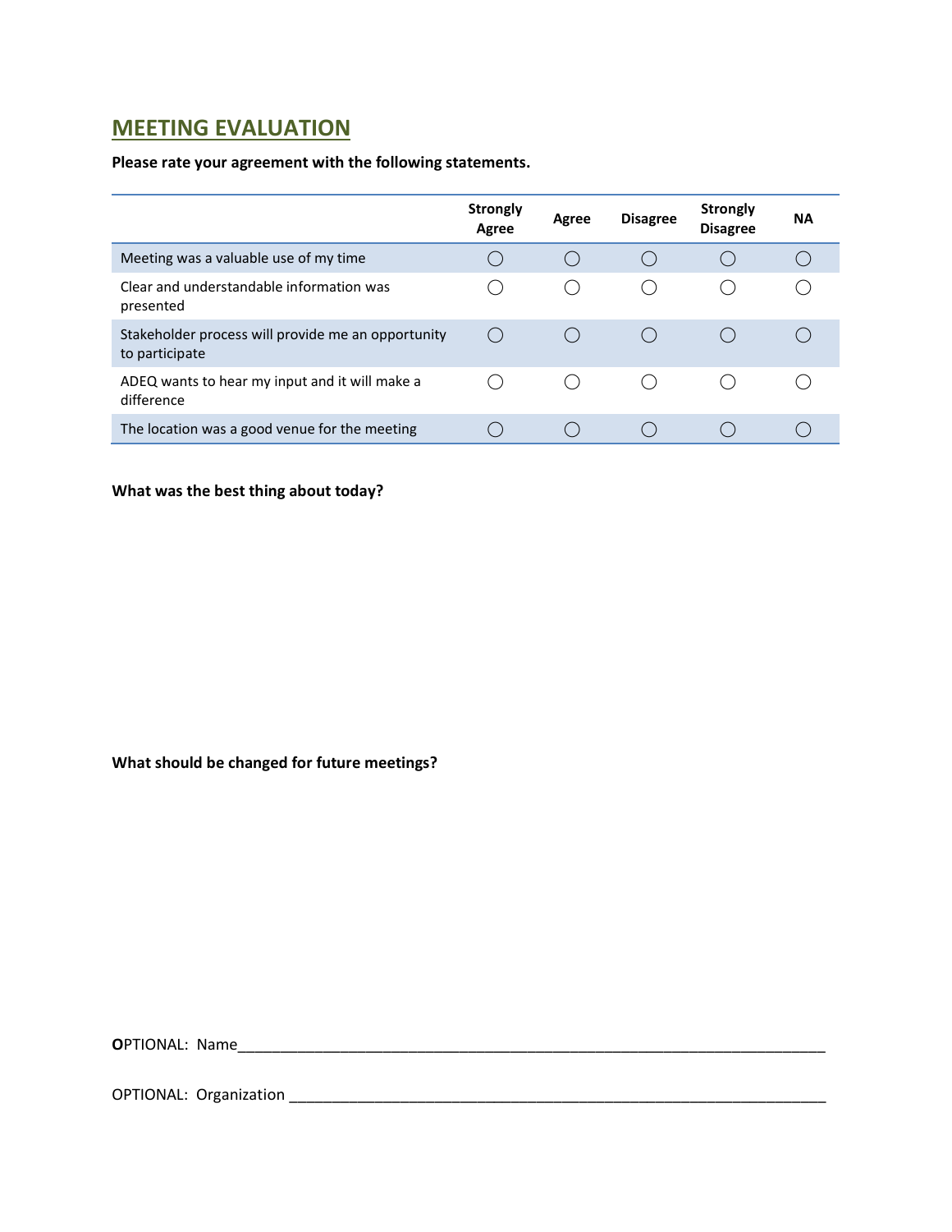## MEETING EVALUATION

**Please rate your agreement with the following statements.**

| | Strongly Agree | Agree | Disagree | Strongly Disagree | NA |
|---|---|---|---|---|---|
| Meeting was a valuable use of my time | ◯ | ◯ | ◯ | ◯ | ◯ |
| Clear and understandable information was presented | ◯ | ◯ | ◯ | ◯ | ◯ |
| Stakeholder process will provide me an opportunity to participate | ◯ | ◯ | ◯ | ◯ | ◯ |
| ADEQ wants to hear my input and it will make a difference | ◯ | ◯ | ◯ | ◯ | ◯ |
| The location was a good venue for the meeting | ◯ | ◯ | ◯ | ◯ | ◯ |

**What was the best thing about today?**

**What should be changed for future meetings?**

**O**PTIONAL: Name_______________________________________________________________________

OPTIONAL: Organization __________________________________________________________________